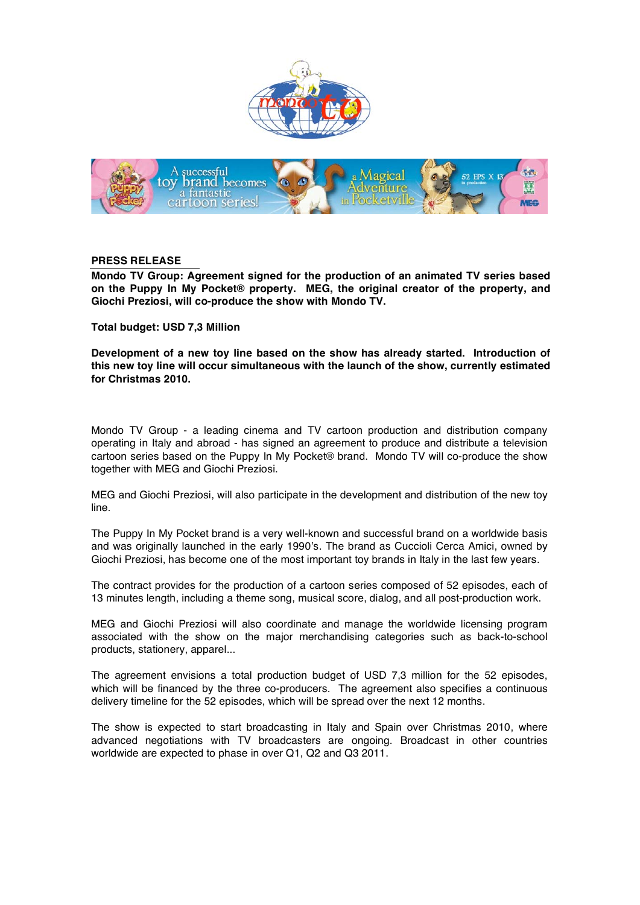**PRESS RELEASE**

**Mondo TV Group: Agreement signed for the production of an animated TV series based on the Puppy In My Pocket® property. MEG, the original creator of the property, and Giochi Preziosi, will co-produce the show with Mondo TV.**

**Total budget: USD 7,3 Million**

**Development of a new toy line based on the show has already started. Introduction of this new toy line will occur simultaneous with the launch of the show, currently estimated for Christmas 2010.**

Mondo TV Group - a leading cinema and TV cartoon production and distribution company operating in Italy and abroad - has signed an agreement to produce and distribute a television cartoon series based on the Puppy In My Pocket® brand. Mondo TV will co-produce the show together with MEG and Giochi Preziosi.

MEG and Giochi Preziosi, will also participate in the development and distribution of the new toy line.

The Puppy In My Pocket brand is a very well-known and successful brand on a worldwide basis and was originally launched in the early 1990's. The brand as Cuccioli Cerca Amici, owned by Giochi Preziosi, has become one of the most important toy brands in Italy in the last few years.

The contract provides for the production of a cartoon series composed of 52 episodes, each of 13 minutes length, including a theme song, musical score, dialog, and all post-production work.

MEG and Giochi Preziosi will also coordinate and manage the worldwide licensing program associated with the show on the major merchandising categories such as back-to-school products, stationery, apparel...

The agreement envisions a total production budget of USD 7,3 million for the 52 episodes, which will be financed by the three co-producers. The agreement also specifies a continuous delivery timeline for the 52 episodes, which will be spread over the next 12 months.

The show is expected to start broadcasting in Italy and Spain over Christmas 2010, where advanced negotiations with TV broadcasters are ongoing. Broadcast in other countries worldwide are expected to phase in over Q1, Q2 and Q3 2011.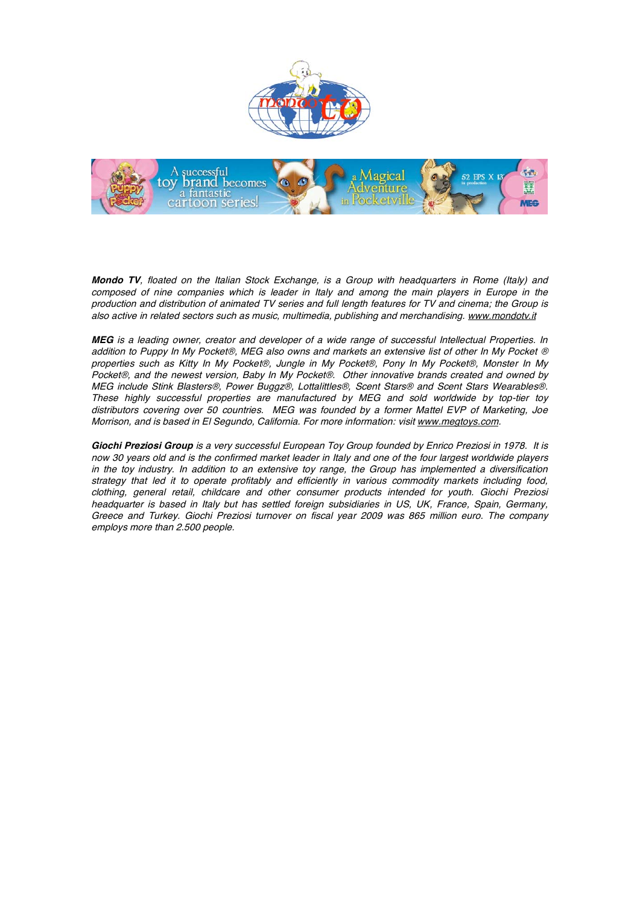***Mondo TV**, floated on the Italian Stock Exchange, is a Group with headquarters in Rome (Italy) and composed of nine companies which is leader in Italy and among the main players in Europe in the production and distribution of animated TV series and full length features for TV and cinema; the Group is also active in related sectors such as music, multimedia, publishing and merchandising. www.mondotv.it*

***MEG** is a leading owner, creator and developer of a wide range of successful Intellectual Properties. In addition to Puppy In My Pocket®, MEG also owns and markets an extensive list of other In My Pocket ® properties such as Kitty In My Pocket®, Jungle in My Pocket®, Pony In My Pocket®, Monster In My Pocket®, and the newest version, Baby In My Pocket®. Other innovative brands created and owned by MEG include Stink Blasters®, Power Buggz®, Lottalittles®, Scent Stars® and Scent Stars Wearables®. These highly successful properties are manufactured by MEG and sold worldwide by top-tier toy distributors covering over 50 countries. MEG was founded by a former Mattel EVP of Marketing, Joe Morrison, and is based in El Segundo, California. For more information: visit www.megtoys.com.*

***Giochi Preziosi Group** is a very successful European Toy Group founded by Enrico Preziosi in 1978. It is now 30 years old and is the confirmed market leader in Italy and one of the four largest worldwide players in the toy industry. In addition to an extensive toy range, the Group has implemented a diversification strategy that led it to operate profitably and efficiently in various commodity markets including food, clothing, general retail, childcare and other consumer products intended for youth. Giochi Preziosi headquarter is based in Italy but has settled foreign subsidiaries in US, UK, France, Spain, Germany, Greece and Turkey. Giochi Preziosi turnover on fiscal year 2009 was 865 million euro. The company employs more than 2.500 people.*